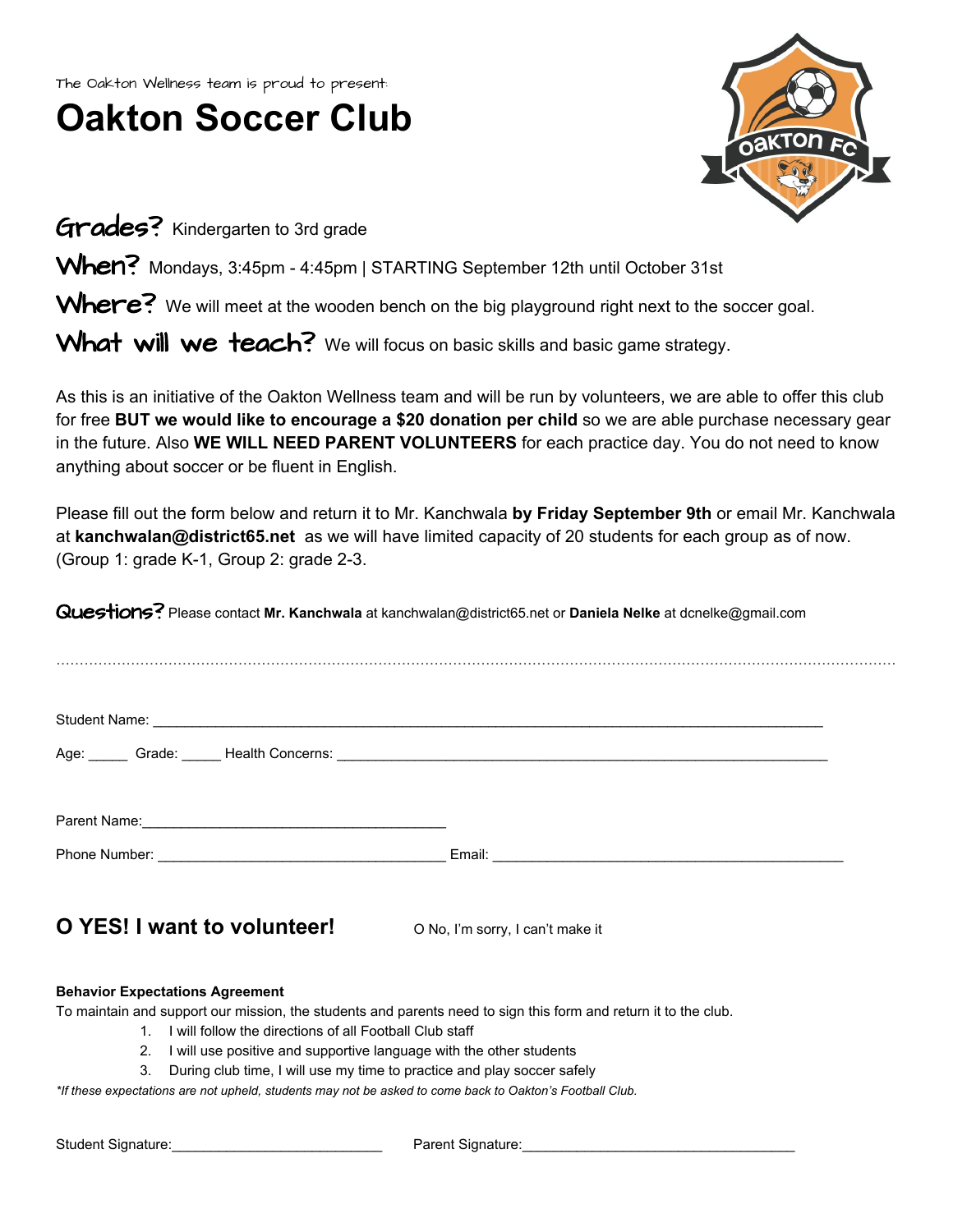The Oakton Wellness team is proud to present:

# Oakton Soccer Club

**Grades?** Kindergarten to 3rd grade

**When?** Mondays, 3:45pm - 4:45pm | STARTING September 12th until October 31st

**Where?** We will meet at the wooden bench on the big playground right next to the soccer goal.

**What will we teach?** We will focus on basic skills and basic game strategy.

As this is an initiative of the Oakton Wellness team and will be run by volunteers, we are able to offer this club for free **BUT we would like to encourage a $20 donation per child** so we are able purchase necessary gear in the future. Also **WE WILL NEED PARENT VOLUNTEERS** for each practice day. You do not need to know anything about soccer or be fluent in English.

Please fill out the form below and return it to Mr. Kanchwala **by Friday September 9th** or email Mr. Kanchwala at **kanchwalan@district65.net** as we will have limited capacity of 20 students for each group as of now. (Group 1: grade K-1, Group 2: grade 2-3.

**Questions?** Please contact **Mr. Kanchwala** at kanchwalan@district65.net or **Daniela Nelke** at dcnelke@gmail.com

.......................................................................................................................................................................

Student Name: ______________________________________________________________________

Age: _____ Grade: _____ Health Concerns: ______________________________________________

Parent Name: ________________________________________

Phone Number: ______________________________________ Email: ____________________________________________

## O YES! I want to volunteer!

O No, I'm sorry, I can't make it

**Behavior Expectations Agreement**

To maintain and support our mission, the students and parents need to sign this form and return it to the club.

1. I will follow the directions of all Football Club staff
2. I will use positive and supportive language with the other students
3. During club time, I will use my time to practice and play soccer safely

*\*If these expectations are not upheld, students may not be asked to come back to Oakton's Football Club.*

Student Signature:___________________________ Parent Signature:____________________________________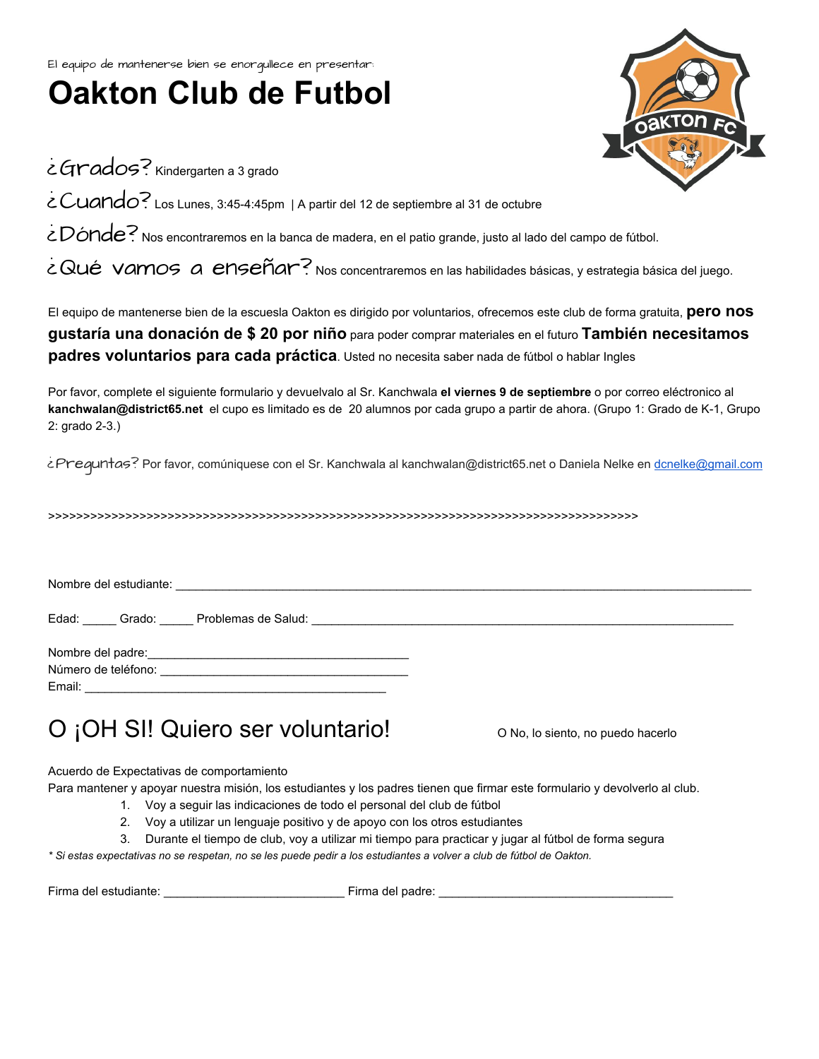El equipo de mantenerse bien se enorgullece en presentar:

# Oakton Club de Futbol

¿Grados? Kindergarten a 3 grado

¿Cuando? Los Lunes, 3:45-4:45pm | A partir del 12 de septiembre al 31 de octubre

¿Dónde? Nos encontraremos en la banca de madera, en el patio grande, justo al lado del campo de fútbol.

¿Qué vamos a enseñar? Nos concentraremos en las habilidades básicas, y estrategia básica del juego.

El equipo de mantenerse bien de la escuesla Oakton es dirigido por voluntarios, ofrecemos este club de forma gratuita, **pero nos gustaría una donación de $ 20 por niño** para poder comprar materiales en el futuro **También necesitamos padres voluntarios para cada práctica**. Usted no necesita saber nada de fútbol o hablar Ingles

Por favor, complete el siguiente formulario y devuelvalo al Sr. Kanchwala **el viernes 9 de septiembre** o por correo eléctronico al **kanchwalan@district65.net** el cupo es limitado es de 20 alumnos por cada grupo a partir de ahora. (Grupo 1: Grado de K-1, Grupo 2: grado 2-3.)

¿Preguntas? Por favor, comúniquese con el Sr. Kanchwala al kanchwalan@district65.net o Daniela Nelke en dcnelke@gmail.com

>>>>>>>>>>>>>>>>>>>>>>>>>>>>>>>>>>>>>>>>>>>>>>>>>>>>>>>>>>>>>>>>>>>>>>>>>>>>>>>>>

Nombre del estudiante: ______________________________________________________________________________

Edad: _____ Grado: _____ Problemas de Salud: _______________________________________________________

Nombre del padre:_______________________________________
Número de teléfono: _____________________________________
Email: ______________________________________________

## O ¡OH SI! Quiero ser voluntario!

O No, lo siento, no puedo hacerlo

Acuerdo de Expectativas de comportamiento
Para mantener y apoyar nuestra misión, los estudiantes y los padres tienen que firmar este formulario y devolverlo al club.

1. Voy a seguir las indicaciones de todo el personal del club de fútbol
2. Voy a utilizar un lenguaje positivo y de apoyo con los otros estudiantes
3. Durante el tiempo de club, voy a utilizar mi tiempo para practicar y jugar al fútbol de forma segura

*\* Si estas expectativas no se respetan, no se les puede pedir a los estudiantes a volver a club de fútbol de Oakton.*

Firma del estudiante: __________________________ Firma del padre: ___________________________________